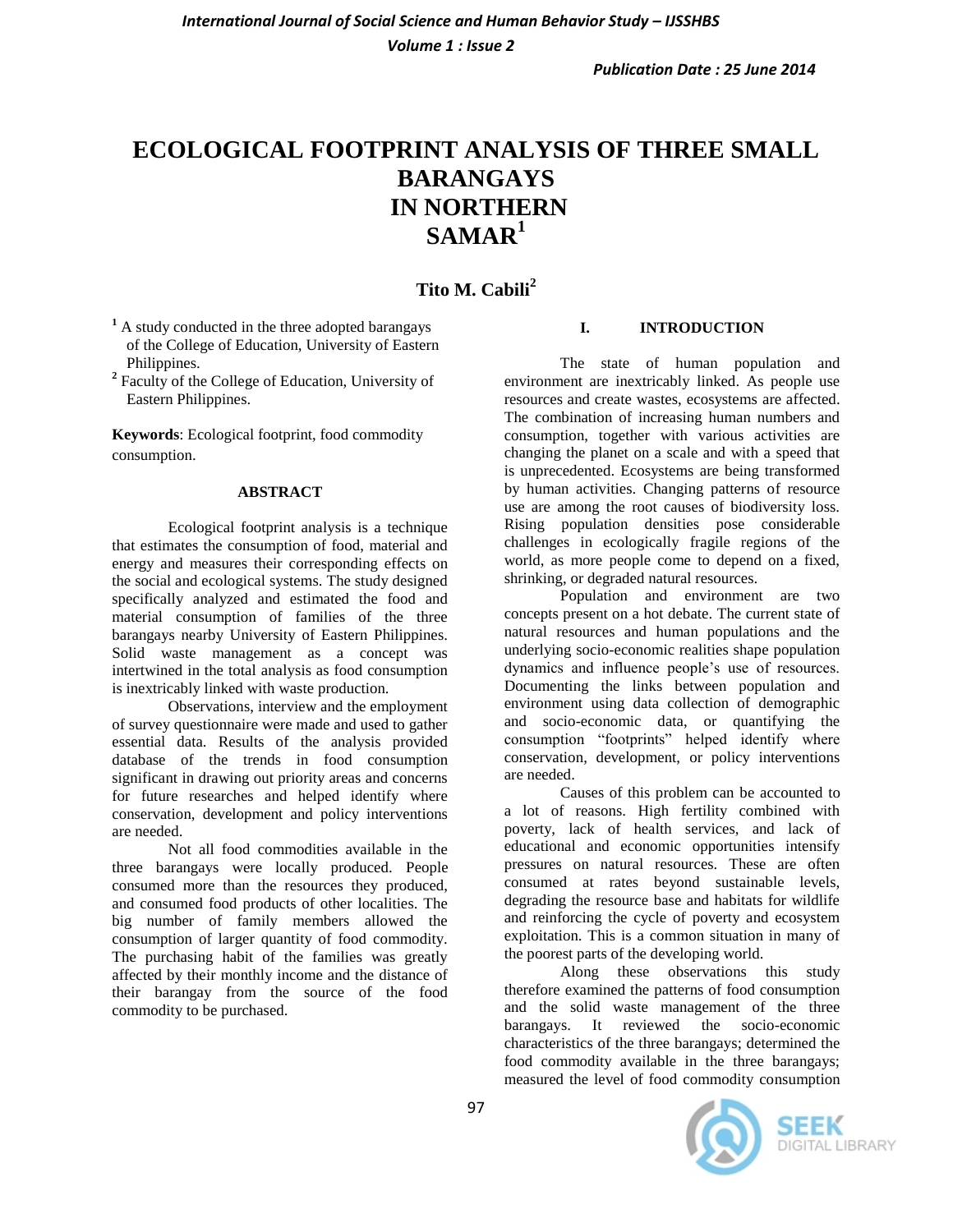# ECOLOGICAL FOOTPRINT ANALYSIS OF THREE SMALL BARANGAYS IN NORTHERN SAMAR[1]

**Tito M. Cabili[2]**

[1] A study conducted in the three adopted barangays of the College of Education, University of Eastern Philippines.

[2] Faculty of the College of Education, University of Eastern Philippines.

**Keywords**: Ecological footprint, food commodity consumption.

## ABSTRACT

Ecological footprint analysis is a technique that estimates the consumption of food, material and energy and measures their corresponding effects on the social and ecological systems. The study designed specifically analyzed and estimated the food and material consumption of families of the three barangays nearby University of Eastern Philippines. Solid waste management as a concept was intertwined in the total analysis as food consumption is inextricably linked with waste production.

Observations, interview and the employment of survey questionnaire were made and used to gather essential data. Results of the analysis provided database of the trends in food consumption significant in drawing out priority areas and concerns for future researches and helped identify where conservation, development and policy interventions are needed.

Not all food commodities available in the three barangays were locally produced. People consumed more than the resources they produced, and consumed food products of other localities. The big number of family members allowed the consumption of larger quantity of food commodity. The purchasing habit of the families was greatly affected by their monthly income and the distance of their barangay from the source of the food commodity to be purchased.

## I. INTRODUCTION

The state of human population and environment are inextricably linked. As people use resources and create wastes, ecosystems are affected. The combination of increasing human numbers and consumption, together with various activities are changing the planet on a scale and with a speed that is unprecedented. Ecosystems are being transformed by human activities. Changing patterns of resource use are among the root causes of biodiversity loss. Rising population densities pose considerable challenges in ecologically fragile regions of the world, as more people come to depend on a fixed, shrinking, or degraded natural resources.

Population and environment are two concepts present on a hot debate. The current state of natural resources and human populations and the underlying socio-economic realities shape population dynamics and influence people's use of resources. Documenting the links between population and environment using data collection of demographic and socio-economic data, or quantifying the consumption "footprints" helped identify where conservation, development, or policy interventions are needed.

Causes of this problem can be accounted to a lot of reasons. High fertility combined with poverty, lack of health services, and lack of educational and economic opportunities intensify pressures on natural resources. These are often consumed at rates beyond sustainable levels, degrading the resource base and habitats for wildlife and reinforcing the cycle of poverty and ecosystem exploitation. This is a common situation in many of the poorest parts of the developing world.

Along these observations this study therefore examined the patterns of food consumption and the solid waste management of the three barangays. It reviewed the socio-economic characteristics of the three barangays; determined the food commodity available in the three barangays; measured the level of food commodity consumption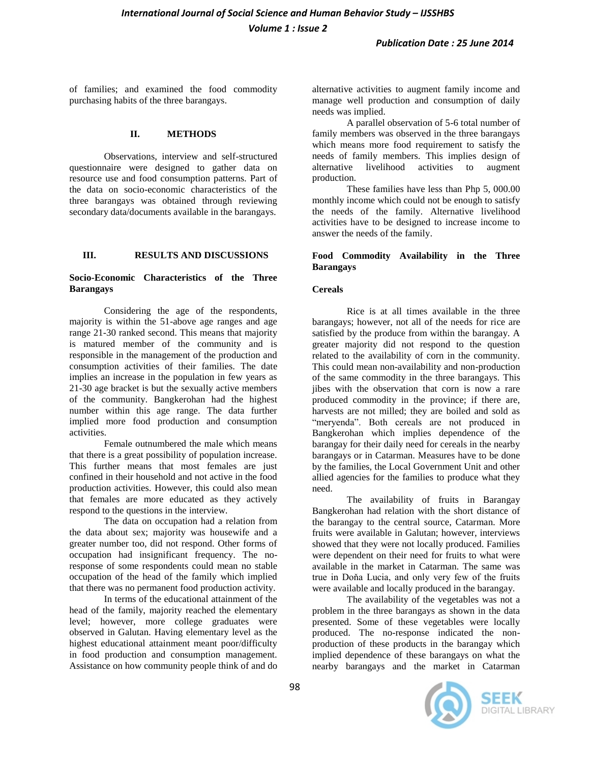of families; and examined the food commodity purchasing habits of the three barangays.

## II. METHODS

Observations, interview and self-structured questionnaire were designed to gather data on resource use and food consumption patterns. Part of the data on socio-economic characteristics of the three barangays was obtained through reviewing secondary data/documents available in the barangays.

## III. RESULTS AND DISCUSSIONS

### Socio-Economic Characteristics of the Three Barangays

Considering the age of the respondents, majority is within the 51-above age ranges and age range 21-30 ranked second. This means that majority is matured member of the community and is responsible in the management of the production and consumption activities of their families. The date implies an increase in the population in few years as 21-30 age bracket is but the sexually active members of the community. Bangkerohan had the highest number within this age range. The data further implied more food production and consumption activities.

Female outnumbered the male which means that there is a great possibility of population increase. This further means that most females are just confined in their household and not active in the food production activities. However, this could also mean that females are more educated as they actively respond to the questions in the interview.

The data on occupation had a relation from the data about sex; majority was housewife and a greater number too, did not respond. Other forms of occupation had insignificant frequency. The no-response of some respondents could mean no stable occupation of the head of the family which implied that there was no permanent food production activity.

In terms of the educational attainment of the head of the family, majority reached the elementary level; however, more college graduates were observed in Galutan. Having elementary level as the highest educational attainment meant poor/difficulty in food production and consumption management. Assistance on how community people think of and do alternative activities to augment family income and manage well production and consumption of daily needs was implied.

A parallel observation of 5-6 total number of family members was observed in the three barangays which means more food requirement to satisfy the needs of family members. This implies design of alternative livelihood activities to augment production.

These families have less than Php 5, 000.00 monthly income which could not be enough to satisfy the needs of the family. Alternative livelihood activities have to be designed to increase income to answer the needs of the family.

### Food Commodity Availability in the Three Barangays

#### Cereals

Rice is at all times available in the three barangays; however, not all of the needs for rice are satisfied by the produce from within the barangay. A greater majority did not respond to the question related to the availability of corn in the community. This could mean non-availability and non-production of the same commodity in the three barangays. This jibes with the observation that corn is now a rare produced commodity in the province; if there are, harvests are not milled; they are boiled and sold as "meryenda". Both cereals are not produced in Bangkerohan which implies dependence of the barangay for their daily need for cereals in the nearby barangays or in Catarman. Measures have to be done by the families, the Local Government Unit and other allied agencies for the families to produce what they need.

The availability of fruits in Barangay Bangkerohan had relation with the short distance of the barangay to the central source, Catarman. More fruits were available in Galutan; however, interviews showed that they were not locally produced. Families were dependent on their need for fruits to what were available in the market in Catarman. The same was true in Doňa Lucia, and only very few of the fruits were available and locally produced in the barangay.

The availability of the vegetables was not a problem in the three barangays as shown in the data presented. Some of these vegetables were locally produced. The no-response indicated the non-production of these products in the barangay which implied dependence of these barangays on what the nearby barangays and the market in Catarman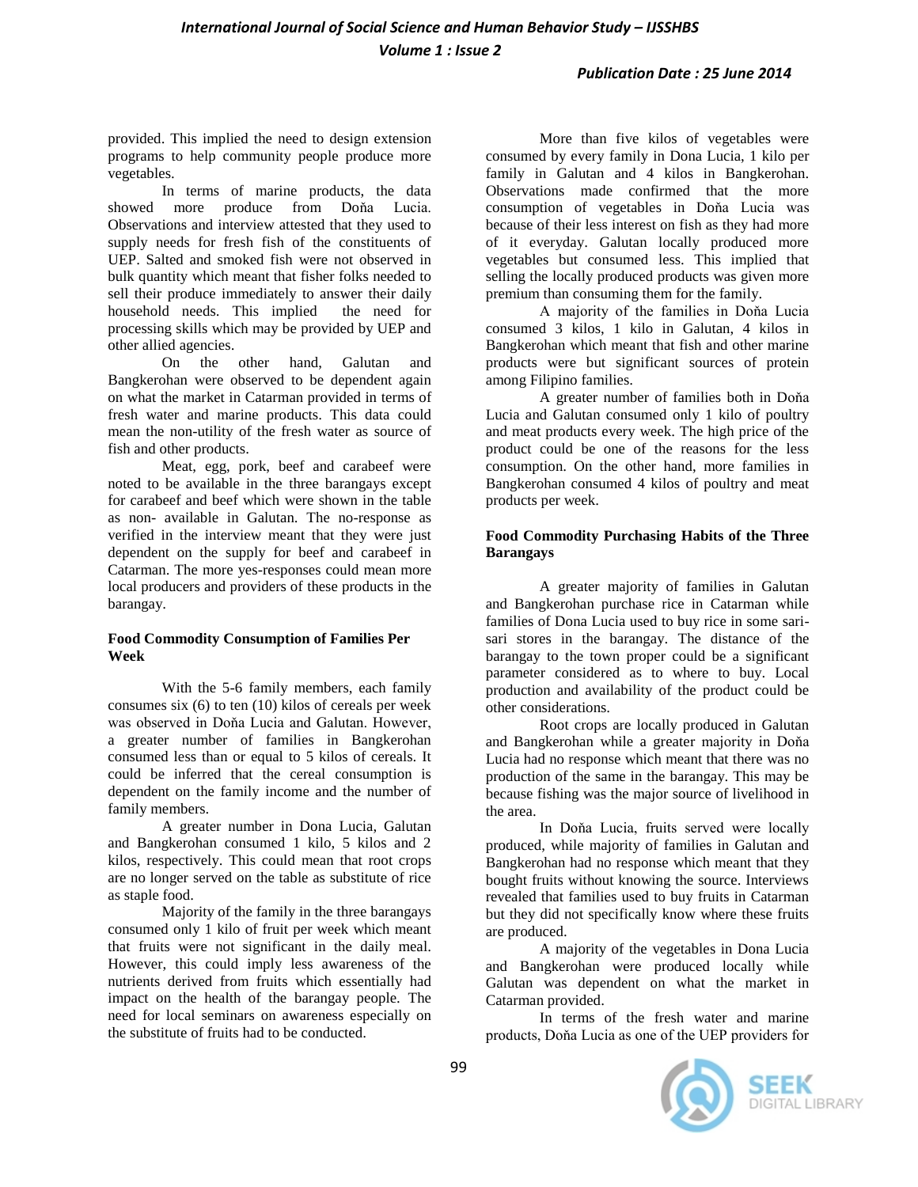provided. This implied the need to design extension programs to help community people produce more vegetables.

In terms of marine products, the data showed more produce from Doňa Lucia. Observations and interview attested that they used to supply needs for fresh fish of the constituents of UEP. Salted and smoked fish were not observed in bulk quantity which meant that fisher folks needed to sell their produce immediately to answer their daily household needs. This implied the need for processing skills which may be provided by UEP and other allied agencies.

On the other hand, Galutan and Bangkerohan were observed to be dependent again on what the market in Catarman provided in terms of fresh water and marine products. This data could mean the non-utility of the fresh water as source of fish and other products.

Meat, egg, pork, beef and carabeef were noted to be available in the three barangays except for carabeef and beef which were shown in the table as non- available in Galutan. The no-response as verified in the interview meant that they were just dependent on the supply for beef and carabeef in Catarman. The more yes-responses could mean more local producers and providers of these products in the barangay.

**Food Commodity Consumption of Families Per Week**

With the 5-6 family members, each family consumes six (6) to ten (10) kilos of cereals per week was observed in Doňa Lucia and Galutan. However, a greater number of families in Bangkerohan consumed less than or equal to 5 kilos of cereals. It could be inferred that the cereal consumption is dependent on the family income and the number of family members.

A greater number in Dona Lucia, Galutan and Bangkerohan consumed 1 kilo, 5 kilos and 2 kilos, respectively. This could mean that root crops are no longer served on the table as substitute of rice as staple food.

Majority of the family in the three barangays consumed only 1 kilo of fruit per week which meant that fruits were not significant in the daily meal. However, this could imply less awareness of the nutrients derived from fruits which essentially had impact on the health of the barangay people. The need for local seminars on awareness especially on the substitute of fruits had to be conducted.

More than five kilos of vegetables were consumed by every family in Dona Lucia, 1 kilo per family in Galutan and 4 kilos in Bangkerohan. Observations made confirmed that the more consumption of vegetables in Doňa Lucia was because of their less interest on fish as they had more of it everyday. Galutan locally produced more vegetables but consumed less. This implied that selling the locally produced products was given more premium than consuming them for the family.

A majority of the families in Doňa Lucia consumed 3 kilos, 1 kilo in Galutan, 4 kilos in Bangkerohan which meant that fish and other marine products were but significant sources of protein among Filipino families.

A greater number of families both in Doňa Lucia and Galutan consumed only 1 kilo of poultry and meat products every week. The high price of the product could be one of the reasons for the less consumption. On the other hand, more families in Bangkerohan consumed 4 kilos of poultry and meat products per week.

**Food Commodity Purchasing Habits of the Three Barangays**

A greater majority of families in Galutan and Bangkerohan purchase rice in Catarman while families of Dona Lucia used to buy rice in some sari-sari stores in the barangay. The distance of the barangay to the town proper could be a significant parameter considered as to where to buy. Local production and availability of the product could be other considerations.

Root crops are locally produced in Galutan and Bangkerohan while a greater majority in Doňa Lucia had no response which meant that there was no production of the same in the barangay. This may be because fishing was the major source of livelihood in the area.

In Doňa Lucia, fruits served were locally produced, while majority of families in Galutan and Bangkerohan had no response which meant that they bought fruits without knowing the source. Interviews revealed that families used to buy fruits in Catarman but they did not specifically know where these fruits are produced.

A majority of the vegetables in Dona Lucia and Bangkerohan were produced locally while Galutan was dependent on what the market in Catarman provided.

In terms of the fresh water and marine products, Doňa Lucia as one of the UEP providers for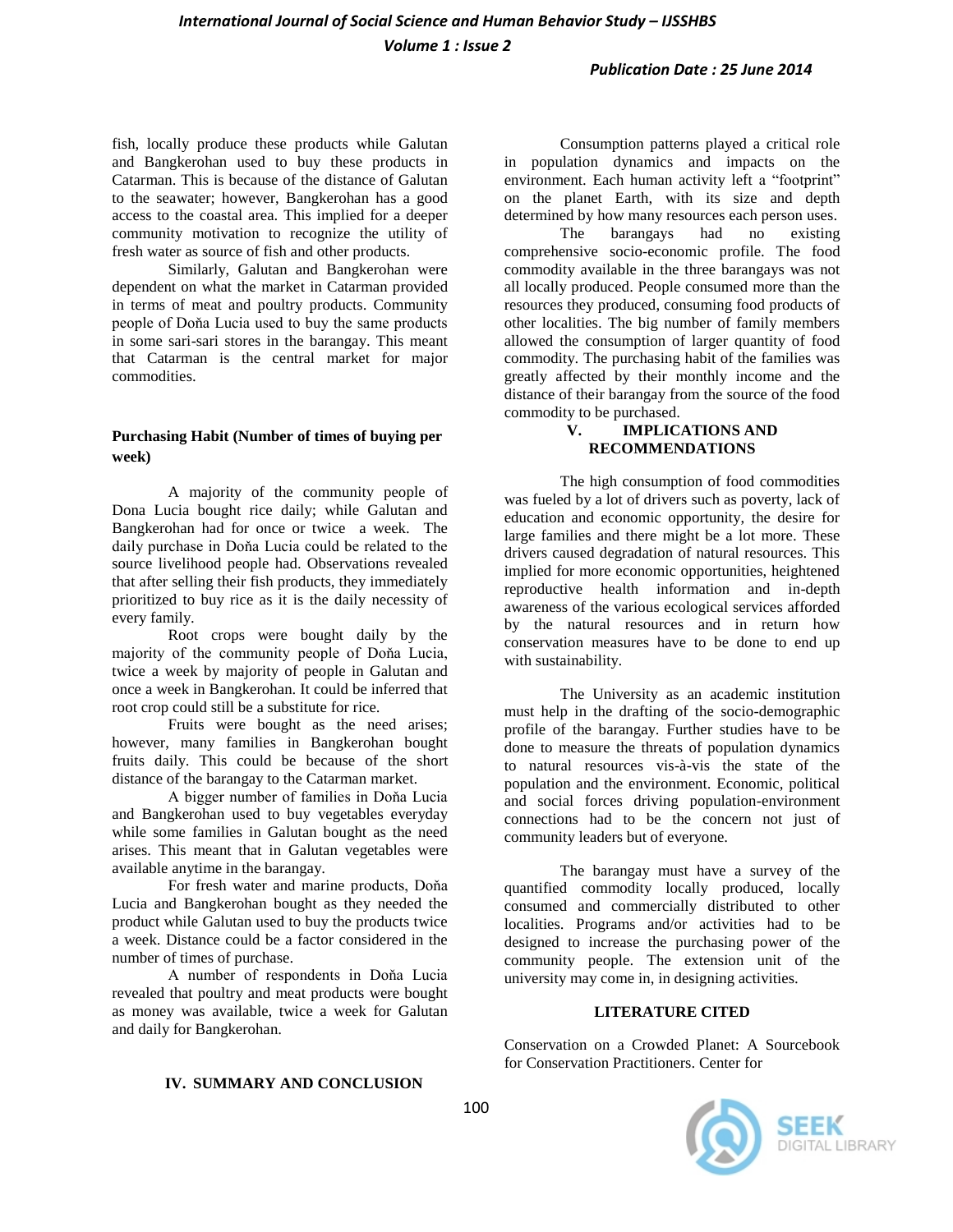fish, locally produce these products while Galutan and Bangkerohan used to buy these products in Catarman. This is because of the distance of Galutan to the seawater; however, Bangkerohan has a good access to the coastal area. This implied for a deeper community motivation to recognize the utility of fresh water as source of fish and other products.

Similarly, Galutan and Bangkerohan were dependent on what the market in Catarman provided in terms of meat and poultry products. Community people of Doňa Lucia used to buy the same products in some sari-sari stores in the barangay. This meant that Catarman is the central market for major commodities.

**Purchasing Habit (Number of times of buying per week)**

A majority of the community people of Dona Lucia bought rice daily; while Galutan and Bangkerohan had for once or twice a week. The daily purchase in Doňa Lucia could be related to the source livelihood people had. Observations revealed that after selling their fish products, they immediately prioritized to buy rice as it is the daily necessity of every family.

Root crops were bought daily by the majority of the community people of Doňa Lucia, twice a week by majority of people in Galutan and once a week in Bangkerohan. It could be inferred that root crop could still be a substitute for rice.

Fruits were bought as the need arises; however, many families in Bangkerohan bought fruits daily. This could be because of the short distance of the barangay to the Catarman market.

A bigger number of families in Doňa Lucia and Bangkerohan used to buy vegetables everyday while some families in Galutan bought as the need arises. This meant that in Galutan vegetables were available anytime in the barangay.

For fresh water and marine products, Doňa Lucia and Bangkerohan bought as they needed the product while Galutan used to buy the products twice a week. Distance could be a factor considered in the number of times of purchase.

A number of respondents in Doňa Lucia revealed that poultry and meat products were bought as money was available, twice a week for Galutan and daily for Bangkerohan.

## IV. SUMMARY AND CONCLUSION

Consumption patterns played a critical role in population dynamics and impacts on the environment. Each human activity left a "footprint" on the planet Earth, with its size and depth determined by how many resources each person uses.

The barangays had no existing comprehensive socio-economic profile. The food commodity available in the three barangays was not all locally produced. People consumed more than the resources they produced, consuming food products of other localities. The big number of family members allowed the consumption of larger quantity of food commodity. The purchasing habit of the families was greatly affected by their monthly income and the distance of their barangay from the source of the food commodity to be purchased.

## V. IMPLICATIONS AND RECOMMENDATIONS

The high consumption of food commodities was fueled by a lot of drivers such as poverty, lack of education and economic opportunity, the desire for large families and there might be a lot more. These drivers caused degradation of natural resources. This implied for more economic opportunities, heightened reproductive health information and in-depth awareness of the various ecological services afforded by the natural resources and in return how conservation measures have to be done to end up with sustainability.

The University as an academic institution must help in the drafting of the socio-demographic profile of the barangay. Further studies have to be done to measure the threats of population dynamics to natural resources vis-à-vis the state of the population and the environment. Economic, political and social forces driving population-environment connections had to be the concern not just of community leaders but of everyone.

The barangay must have a survey of the quantified commodity locally produced, locally consumed and commercially distributed to other localities. Programs and/or activities had to be designed to increase the purchasing power of the community people. The extension unit of the university may come in, in designing activities.

## LITERATURE CITED

Conservation on a Crowded Planet: A Sourcebook for Conservation Practitioners. Center for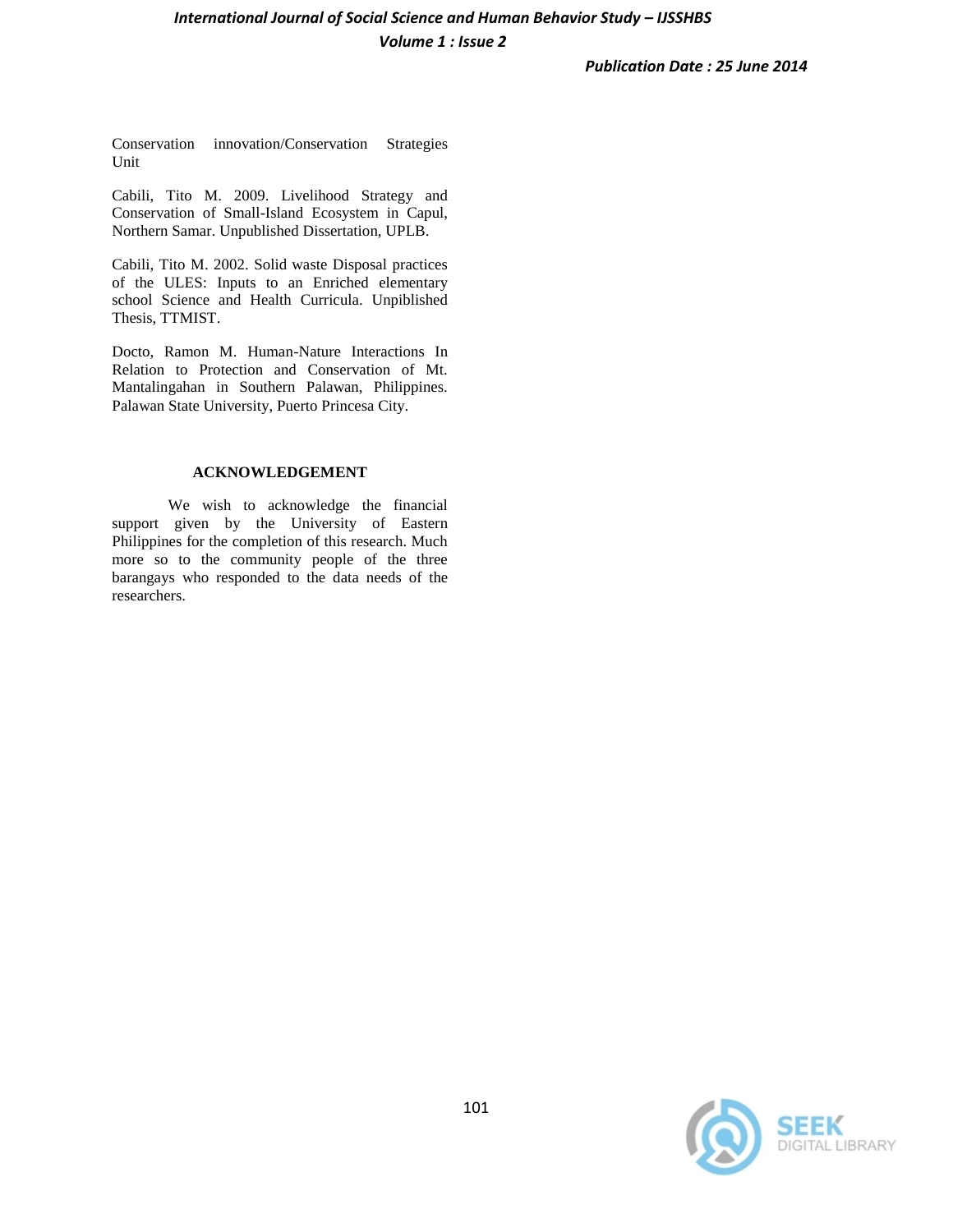Conservation innovation/Conservation Strategies Unit

Cabili, Tito M. 2009. Livelihood Strategy and Conservation of Small-Island Ecosystem in Capul, Northern Samar. Unpublished Dissertation, UPLB.

Cabili, Tito M. 2002. Solid waste Disposal practices of the ULES: Inputs to an Enriched elementary school Science and Health Curricula. Unpiblished Thesis, TTMIST.

Docto, Ramon M. Human-Nature Interactions In Relation to Protection and Conservation of Mt. Mantalingahan in Southern Palawan, Philippines. Palawan State University, Puerto Princesa City.

## ACKNOWLEDGEMENT

We wish to acknowledge the financial support given by the University of Eastern Philippines for the completion of this research. Much more so to the community people of the three barangays who responded to the data needs of the researchers.